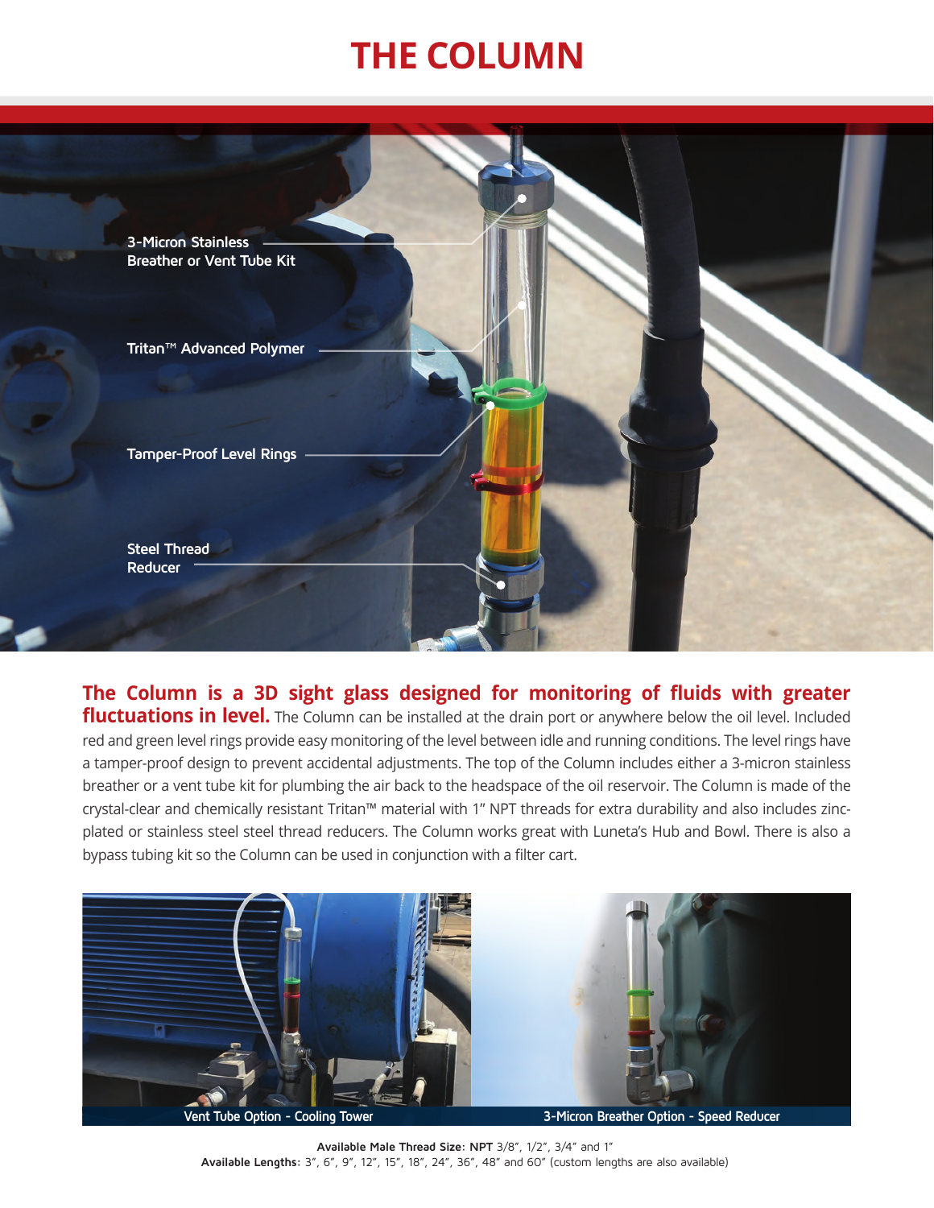# THE COLUMN

3-Micron Stainless Breather or Vent Tube Kit

Tritan™ Advanced Polymer

Tamper-Proof Level Rings

Steel Thread Reducer

**The Column is a 3D sight glass designed for monitoring of fluids with greater fluctuations in level.** The Column can be installed at the drain port or anywhere below the oil level. Included red and green level rings provide easy monitoring of the level between idle and running conditions. The level rings have a tamper-proof design to prevent accidental adjustments. The top of the Column includes either a 3-micron stainless breather or a vent tube kit for plumbing the air back to the headspace of the oil reservoir. The Column is made of the crystal-clear and chemically resistant Tritan™ material with 1" NPT threads for extra durability and also includes zinc-plated or stainless steel steel thread reducers. The Column works great with Luneta's Hub and Bowl. There is also a bypass tubing kit so the Column can be used in conjunction with a filter cart.

Vent Tube Option - Cooling Tower

3-Micron Breather Option - Speed Reducer

**Available Male Thread Size**: **NPT** 3/8", 1/2", 3/4" and 1"
**Available Lengths**: 3", 6", 9", 12", 15", 18", 24", 36", 48" and 60" (custom lengths are also available)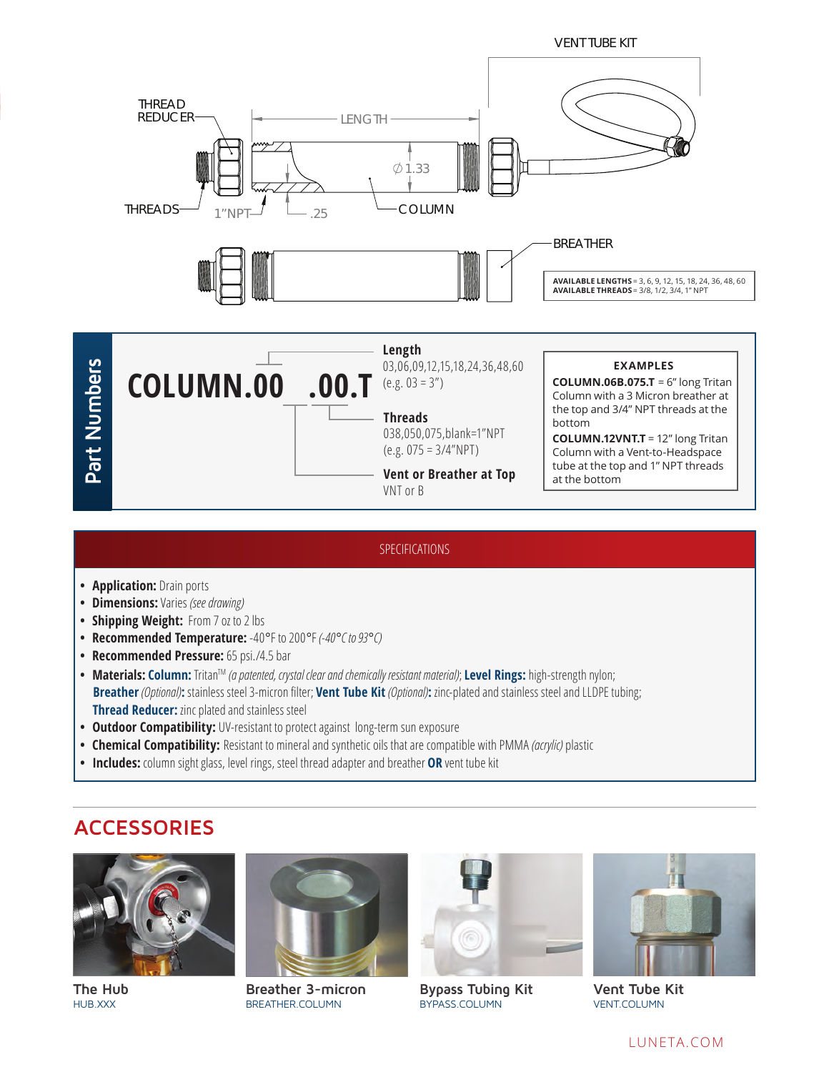VENT TUBE KIT

THREAD REDUCER

LENGTH

∅1.33

THREADS

1"NPT

.25

COLUMN

BREATHER

**AVAILABLE LENGTHS** = 3, 6, 9, 12, 15, 18, 24, 36, 48, 60
**AVAILABLE THREADS** = 3/8, 1/2, 3/4, 1" NPT

## Part Numbers

**COLUMN.00 .00.T**

**Length**
03,06,09,12,15,18,24,36,48,60
(e.g. 03 = 3")

**Threads**
038,050,075,blank=1"NPT
(e.g. 075 = 3/4"NPT)

**Vent or Breather at Top**
VNT or B

**EXAMPLES**

**COLUMN.06B.075.T** = 6" long Tritan Column with a 3 Micron breather at the top and 3/4" NPT threads at the bottom

**COLUMN.12VNT.T** = 12" long Tritan Column with a Vent-to-Headspace tube at the top and 1" NPT threads at the bottom

## SPECIFICATIONS

- **Application:** Drain ports
- **Dimensions:** Varies *(see drawing)*
- **Shipping Weight:** From 7 oz to 2 lbs
- **Recommended Temperature:** -40°F to 200°F *(-40°C to 93°C)*
- **Recommended Pressure:** 65 psi./4.5 bar
- **Materials: Column:** Tritan™ *(a patented, crystal clear and chemically resistant material)*; **Level Rings:** high-strength nylon; **Breather** *(Optional)*: stainless steel 3-micron filter; **Vent Tube Kit** *(Optional)*: zinc-plated and stainless steel and LLDPE tubing; **Thread Reducer:** zinc plated and stainless steel
- **Outdoor Compatibility:** UV-resistant to protect against long-term sun exposure
- **Chemical Compatibility:** Resistant to mineral and synthetic oils that are compatible with PMMA *(acrylic)* plastic
- **Includes:** column sight glass, level rings, steel thread adapter and breather **OR** vent tube kit

## ACCESSORIES

**The Hub**
HUB.XXX

**Breather 3-micron**
BREATHER.COLUMN

**Bypass Tubing Kit**
BYPASS.COLUMN

**Vent Tube Kit**
VENT.COLUMN

LUNETA.COM